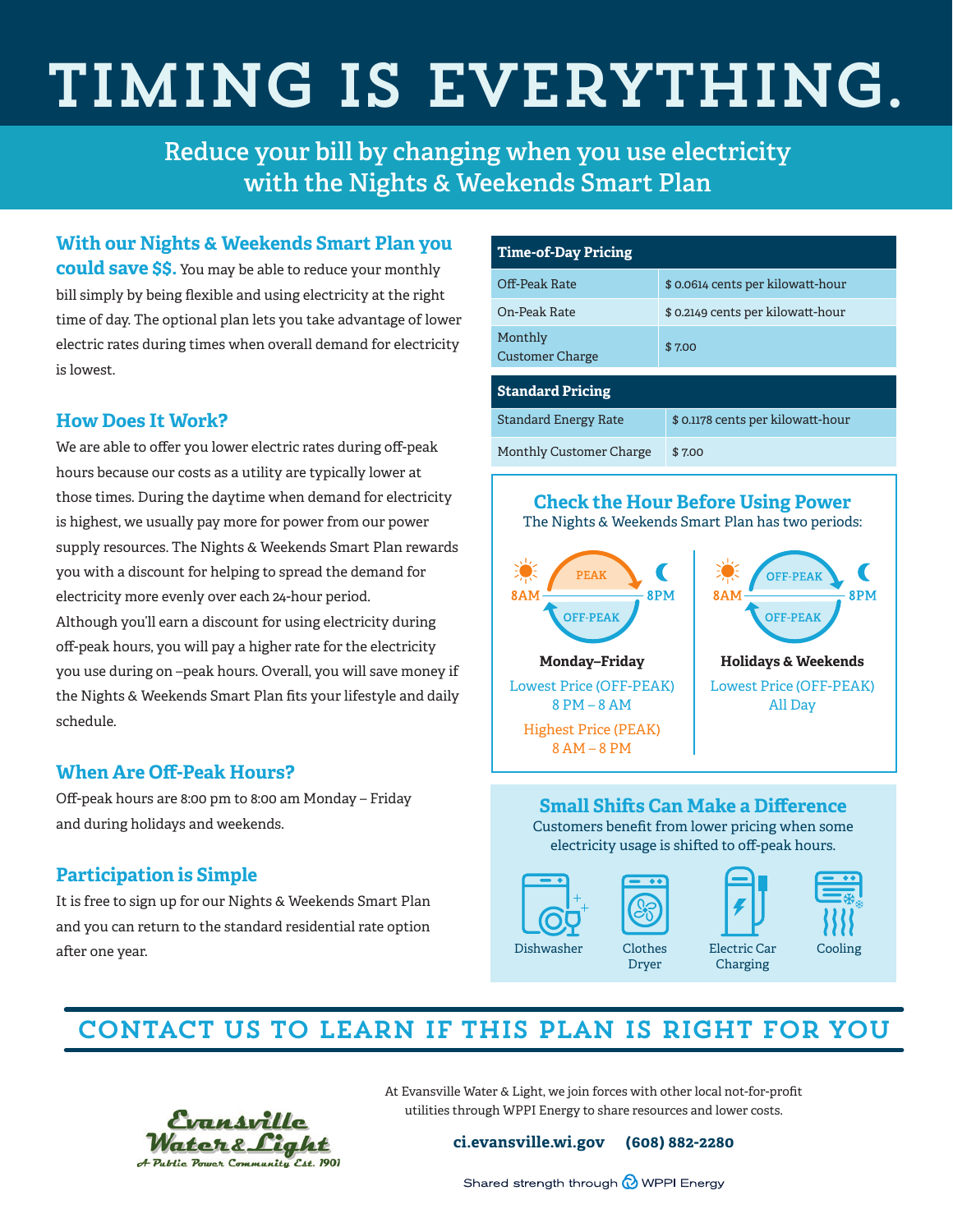# TIMING IS EVERYTHING.

## Reduce your bill by changing when you use electricity with the Nights & Weekends Smart Plan

### With our Nights & Weekends Smart Plan you could save $$.

You may be able to reduce your monthly bill simply by being flexible and using electricity at the right time of day. The optional plan lets you take advantage of lower electric rates during times when overall demand for electricity is lowest.

### How Does It Work?

We are able to offer you lower electric rates during off-peak hours because our costs as a utility are typically lower at those times. During the daytime when demand for electricity is highest, we usually pay more for power from our power supply resources. The Nights & Weekends Smart Plan rewards you with a discount for helping to spread the demand for electricity more evenly over each 24-hour period.

Although you'll earn a discount for using electricity during off-peak hours, you will pay a higher rate for the electricity you use during on –peak hours. Overall, you will save money if the Nights & Weekends Smart Plan fits your lifestyle and daily schedule.

### When Are Off-Peak Hours?

Off-peak hours are 8:00 pm to 8:00 am Monday – Friday and during holidays and weekends.

### Participation is Simple

It is free to sign up for our Nights & Weekends Smart Plan and you can return to the standard residential rate option after one year.

| Time-of-Day Pricing | |
|---|---|
| Off-Peak Rate | $ 0.0614 cents per kilowatt-hour |
| On-Peak Rate | $ 0.2149 cents per kilowatt-hour |
| Monthly Customer Charge | $ 7.00 |

| Standard Pricing | |
|---|---|
| Standard Energy Rate | $ 0.1178 cents per kilowatt-hour |
| Monthly Customer Charge | $ 7.00 |

### Check the Hour Before Using Power

The Nights & Weekends Smart Plan has two periods:

**Monday–Friday**

Lowest Price (OFF-PEAK) 8 PM – 8 AM

Highest Price (PEAK) 8 AM – 8 PM

**Holidays & Weekends**

Lowest Price (OFF-PEAK) All Day

### Small Shifts Can Make a Difference

Customers benefit from lower pricing when some electricity usage is shifted to off-peak hours.

- Dishwasher
- Clothes Dryer
- Electric Car Charging
- Cooling

## CONTACT US TO LEARN IF THIS PLAN IS RIGHT FOR YOU

Evansville Water & Light — A Public Power Community Est. 1901

At Evansville Water & Light, we join forces with other local not-for-profit utilities through WPPI Energy to share resources and lower costs.

**ci.evansville.wi.gov** **(608) 882-2280**

Shared strength through WPPI Energy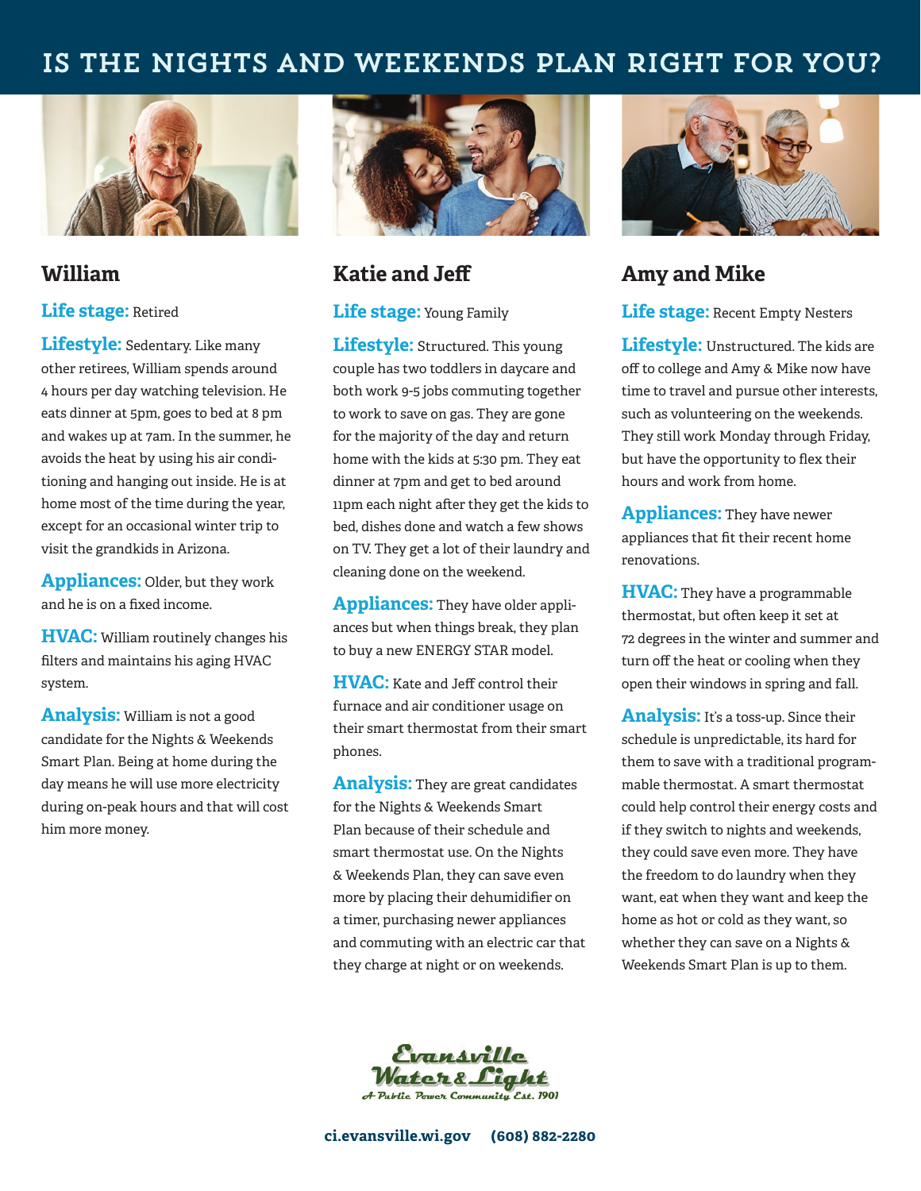# IS THE NIGHTS AND WEEKENDS PLAN RIGHT FOR YOU?

## William

**Life stage:** Retired

**Lifestyle:** Sedentary. Like many other retirees, William spends around 4 hours per day watching television. He eats dinner at 5pm, goes to bed at 8 pm and wakes up at 7am. In the summer, he avoids the heat by using his air conditioning and hanging out inside. He is at home most of the time during the year, except for an occasional winter trip to visit the grandkids in Arizona.

**Appliances:** Older, but they work and he is on a fixed income.

**HVAC:** William routinely changes his filters and maintains his aging HVAC system.

**Analysis:** William is not a good candidate for the Nights & Weekends Smart Plan. Being at home during the day means he will use more electricity during on-peak hours and that will cost him more money.

## Katie and Jeff

**Life stage:** Young Family

**Lifestyle:** Structured. This young couple has two toddlers in daycare and both work 9-5 jobs commuting together to work to save on gas. They are gone for the majority of the day and return home with the kids at 5:30 pm. They eat dinner at 7pm and get to bed around 11pm each night after they get the kids to bed, dishes done and watch a few shows on TV. They get a lot of their laundry and cleaning done on the weekend.

**Appliances:** They have older appliances but when things break, they plan to buy a new ENERGY STAR model.

**HVAC:** Kate and Jeff control their furnace and air conditioner usage on their smart thermostat from their smart phones.

**Analysis:** They are great candidates for the Nights & Weekends Smart Plan because of their schedule and smart thermostat use. On the Nights & Weekends Plan, they can save even more by placing their dehumidifier on a timer, purchasing newer appliances and commuting with an electric car that they charge at night or on weekends.

## Amy and Mike

**Life stage:** Recent Empty Nesters

**Lifestyle:** Unstructured. The kids are off to college and Amy & Mike now have time to travel and pursue other interests, such as volunteering on the weekends. They still work Monday through Friday, but have the opportunity to flex their hours and work from home.

**Appliances:** They have newer appliances that fit their recent home renovations.

**HVAC:** They have a programmable thermostat, but often keep it set at 72 degrees in the winter and summer and turn off the heat or cooling when they open their windows in spring and fall.

**Analysis:** It's a toss-up. Since their schedule is unpredictable, its hard for them to save with a traditional programmable thermostat. A smart thermostat could help control their energy costs and if they switch to nights and weekends, they could save even more. They have the freedom to do laundry when they want, eat when they want and keep the home as hot or cold as they want, so whether they can save on a Nights & Weekends Smart Plan is up to them.

Evansville Water & Light
A Public Power Community Est. 1901

ci.evansville.wi.gov (608) 882-2280